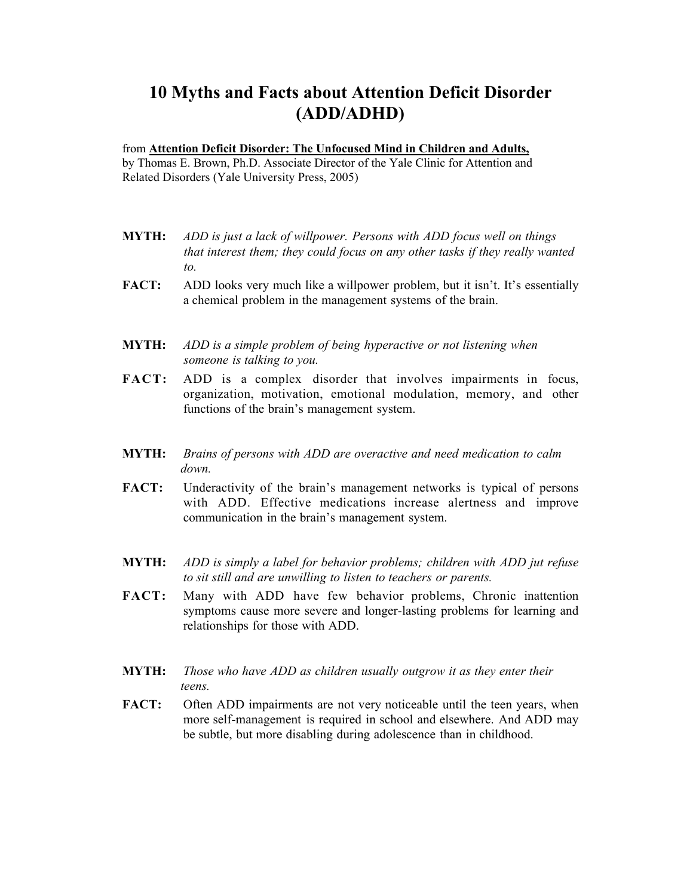# 10 Myths and Facts about Attention Deficit Disorder (ADD/ADHD)

from **Attention Deficit Disorder: The Unfocused Mind in Children and Adults,** by Thomas E. Brown, Ph.D. Associate Director of the Yale Clinic for Attention and Related Disorders (Yale University Press, 2005)

**MYTH:** *ADD is just a lack of willpower. Persons with ADD focus well on things that interest them; they could focus on any other tasks if they really wanted to.*

**FACT:** ADD looks very much like a willpower problem, but it isn't. It's essentially a chemical problem in the management systems of the brain.

**MYTH:** *ADD is a simple problem of being hyperactive or not listening when someone is talking to you.*

**FACT:** ADD is a complex disorder that involves impairments in focus, organization, motivation, emotional modulation, memory, and other functions of the brain's management system.

**MYTH:** *Brains of persons with ADD are overactive and need medication to calm down.*

**FACT:** Underactivity of the brain's management networks is typical of persons with ADD. Effective medications increase alertness and improve communication in the brain's management system.

**MYTH:** *ADD is simply a label for behavior problems; children with ADD jut refuse to sit still and are unwilling to listen to teachers or parents.*

**FACT:** Many with ADD have few behavior problems, Chronic inattention symptoms cause more severe and longer-lasting problems for learning and relationships for those with ADD.

**MYTH:** *Those who have ADD as children usually outgrow it as they enter their teens.*

**FACT:** Often ADD impairments are not very noticeable until the teen years, when more self-management is required in school and elsewhere. And ADD may be subtle, but more disabling during adolescence than in childhood.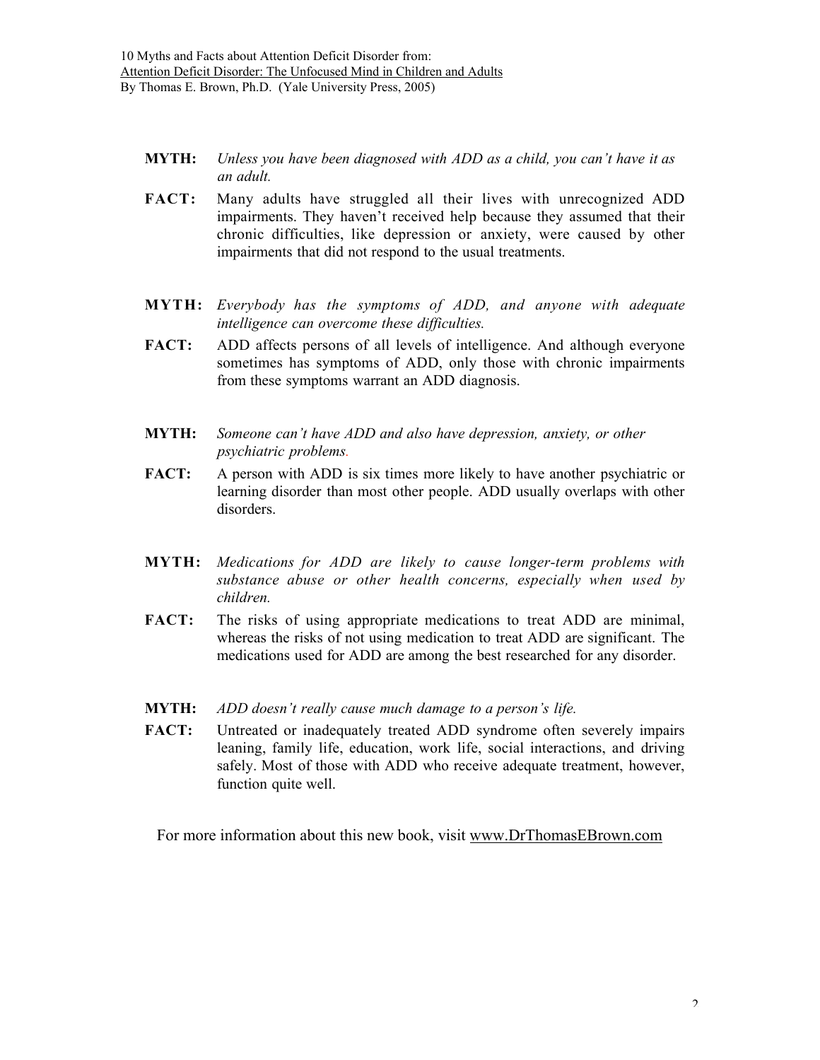10 Myths and Facts about Attention Deficit Disorder from:
Attention Deficit Disorder: The Unfocused Mind in Children and Adults
By Thomas E. Brown, Ph.D. (Yale University Press, 2005)

**MYTH:** *Unless you have been diagnosed with ADD as a child, you can't have it as an adult.*

**FACT:** Many adults have struggled all their lives with unrecognized ADD impairments. They haven't received help because they assumed that their chronic difficulties, like depression or anxiety, were caused by other impairments that did not respond to the usual treatments.

**MYTH:** *Everybody has the symptoms of ADD, and anyone with adequate intelligence can overcome these difficulties.*

**FACT:** ADD affects persons of all levels of intelligence. And although everyone sometimes has symptoms of ADD, only those with chronic impairments from these symptoms warrant an ADD diagnosis.

**MYTH:** *Someone can't have ADD and also have depression, anxiety, or other psychiatric problems.*

**FACT:** A person with ADD is six times more likely to have another psychiatric or learning disorder than most other people. ADD usually overlaps with other disorders.

**MYTH:** *Medications for ADD are likely to cause longer-term problems with substance abuse or other health concerns, especially when used by children.*

**FACT:** The risks of using appropriate medications to treat ADD are minimal, whereas the risks of not using medication to treat ADD are significant. The medications used for ADD are among the best researched for any disorder.

**MYTH:** *ADD doesn't really cause much damage to a person's life.*

**FACT:** Untreated or inadequately treated ADD syndrome often severely impairs leaning, family life, education, work life, social interactions, and driving safely. Most of those with ADD who receive adequate treatment, however, function quite well.

For more information about this new book, visit www.DrThomasEBrown.com